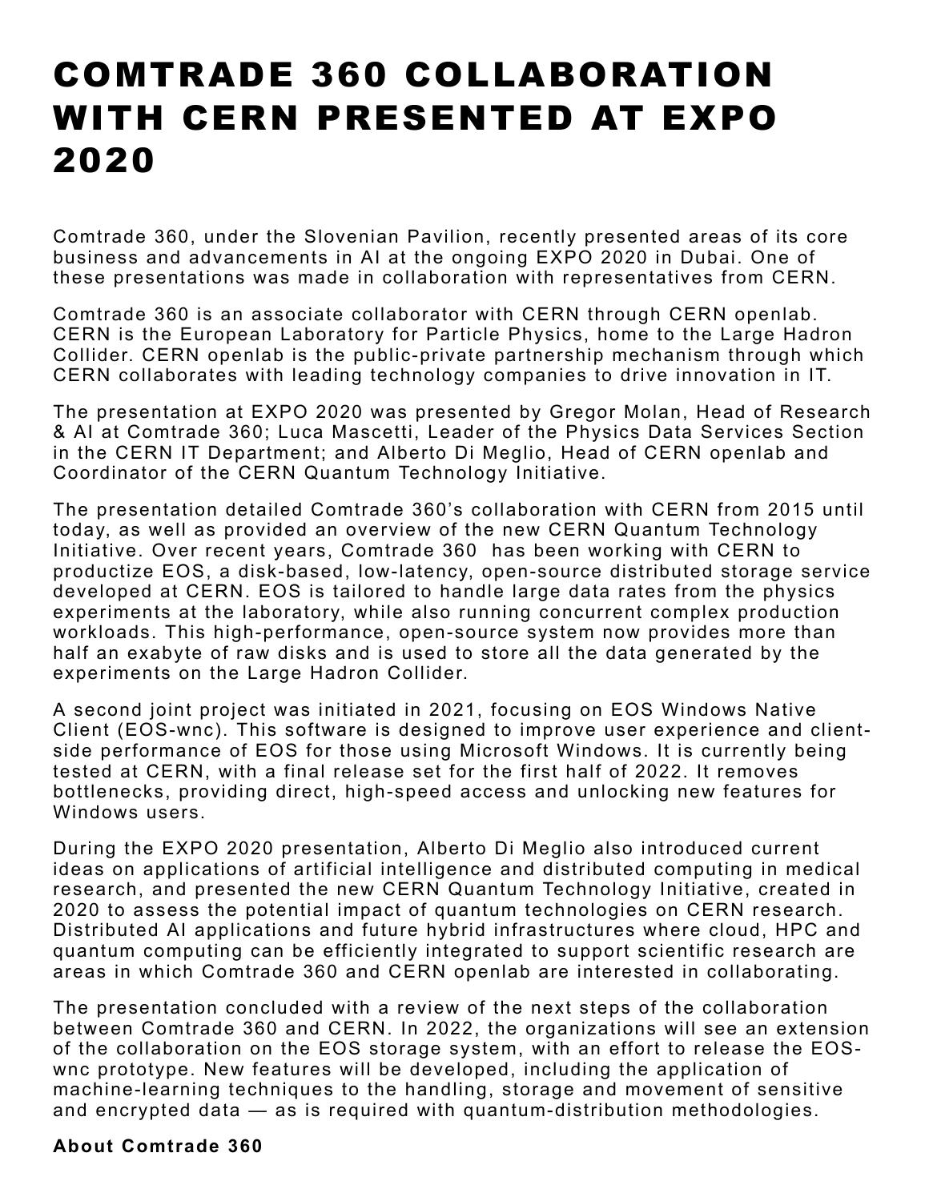# COMTRADE 360 COLLABORATION WITH CERN PRESENTED AT EXPO 2020

Comtrade 360, under the Slovenian Pavilion, recently presented areas of its core business and advancements in AI at the ongoing EXPO 2020 in Dubai. One of these presentations was made in collaboration with representatives from CERN.

Comtrade 360 is an associate collaborator with CERN through CERN openlab. CERN is the European Laboratory for Particle Physics, home to the Large Hadron Collider. CERN openlab is the public-private partnership mechanism through which CERN collaborates with leading technology companies to drive innovation in IT.

The presentation at EXPO 2020 was presented by Gregor Molan, Head of Research & AI at Comtrade 360; Luca Mascetti, Leader of the Physics Data Services Section in the CERN IT Department; and Alberto Di Meglio, Head of CERN openlab and Coordinator of the CERN Quantum Technology Initiative.

The presentation detailed Comtrade 360's collaboration with CERN from 2015 until today, as well as provided an overview of the new CERN Quantum Technology Initiative. Over recent years, Comtrade 360 has been working with CERN to productize EOS, a disk-based, low-latency, open-source distributed storage service developed at CERN. EOS is tailored to handle large data rates from the physics experiments at the laboratory, while also running concurrent complex production workloads. This high-performance, open-source system now provides more than half an exabyte of raw disks and is used to store all the data generated by the experiments on the Large Hadron Collider.

A second joint project was initiated in 2021, focusing on EOS Windows Native Client (EOS-wnc). This software is designed to improve user experience and client-side performance of EOS for those using Microsoft Windows. It is currently being tested at CERN, with a final release set for the first half of 2022. It removes bottlenecks, providing direct, high-speed access and unlocking new features for Windows users.

During the EXPO 2020 presentation, Alberto Di Meglio also introduced current ideas on applications of artificial intelligence and distributed computing in medical research, and presented the new CERN Quantum Technology Initiative, created in 2020 to assess the potential impact of quantum technologies on CERN research. Distributed AI applications and future hybrid infrastructures where cloud, HPC and quantum computing can be efficiently integrated to support scientific research are areas in which Comtrade 360 and CERN openlab are interested in collaborating.

The presentation concluded with a review of the next steps of the collaboration between Comtrade 360 and CERN. In 2022, the organizations will see an extension of the collaboration on the EOS storage system, with an effort to release the EOS-wnc prototype. New features will be developed, including the application of machine-learning techniques to the handling, storage and movement of sensitive and encrypted data — as is required with quantum-distribution methodologies.

**About Comtrade 360**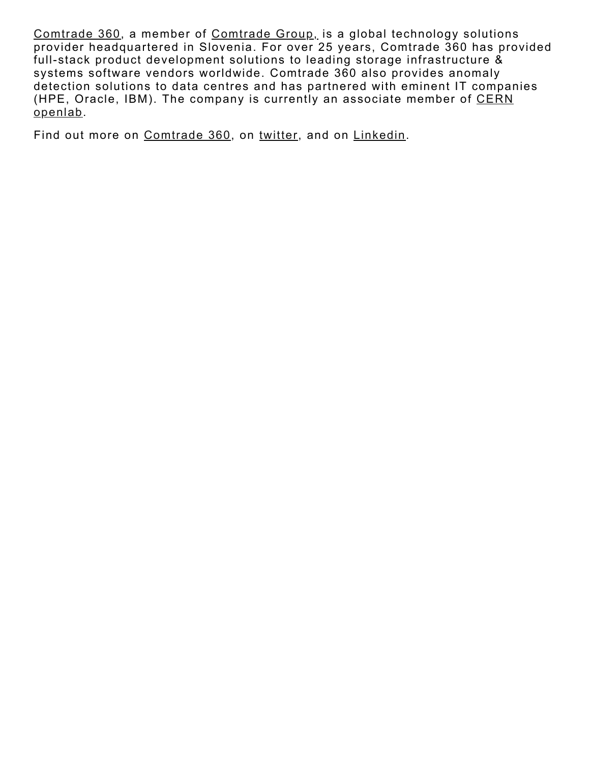Comtrade 360, a member of Comtrade Group, is a global technology solutions provider headquartered in Slovenia. For over 25 years, Comtrade 360 has provided full-stack product development solutions to leading storage infrastructure & systems software vendors worldwide. Comtrade 360 also provides anomaly detection solutions to data centres and has partnered with eminent IT companies (HPE, Oracle, IBM). The company is currently an associate member of CERN openlab.

Find out more on Comtrade 360, on twitter, and on Linkedin.